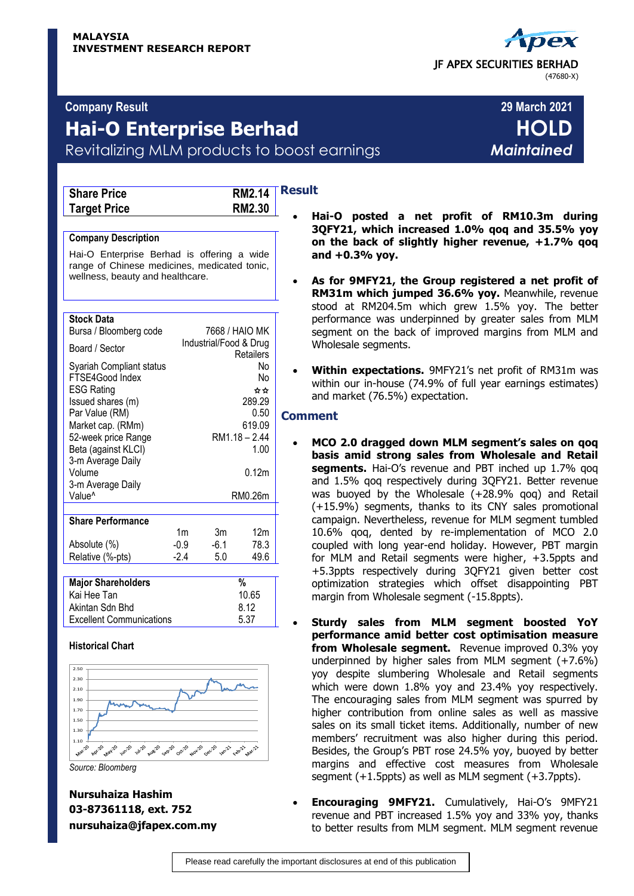**MALAYSIA**
**INVESTMENT RESEARCH REPORT**

JF APEX SECURITIES BERHAD
(47680-X)

**Company Result** — **29 March 2021**

# Hai-O Enterprise Berhad

**HOLD**
*Maintained*

Revitalizing MLM products to boost earnings

| | |
|---|---|
| **Share Price** | **RM2.14** |
| **Target Price** | **RM2.30** |

**Company Description**

Hai-O Enterprise Berhad is offering a wide range of Chinese medicines, medicated tonic, wellness, beauty and healthcare.

| **Stock Data** | |
|---|---|
| Bursa / Bloomberg code | 7668 / HAIO MK |
| Board / Sector | Industrial/Food & Drug Retailers |
| Syariah Compliant status | No |
| FTSE4Good Index | No |
| ESG Rating | ☆☆ |
| Issued shares (m) | 289.29 |
| Par Value (RM) | 0.50 |
| Market cap. (RMm) | 619.09 |
| 52-week price Range | RM1.18 – 2.44 |
| Beta (against KLCI) | 1.00 |
| 3-m Average Daily Volume | 0.12m |
| 3-m Average Daily Value^ | RM0.26m |

| **Share Performance** | 1m | 3m | 12m |
|---|---|---|---|
| Absolute (%) | -0.9 | -6.1 | 78.3 |
| Relative (%-pts) | -2.4 | 5.0 | 49.6 |

| **Major Shareholders** | **%** |
|---|---|
| Kai Hee Tan | 10.65 |
| Akintan Sdn Bhd | 8.12 |
| Excellent Communications | 5.37 |

**Historical Chart**

*Source: Bloomberg*

**Nursuhaiza Hashim**
**03-87361118, ext. 752**
**nursuhaiza@jfapex.com.my**

## Result

- **Hai-O posted a net profit of RM10.3m during 3QFY21, which increased 1.0% qoq and 35.5% yoy on the back of slightly higher revenue, +1.7% qoq and +0.3% yoy.**

- **As for 9MFY21, the Group registered a net profit of RM31m which jumped 36.6% yoy.** Meanwhile, revenue stood at RM204.5m which grew 1.5% yoy. The better performance was underpinned by greater sales from MLM segment on the back of improved margins from MLM and Wholesale segments.

- **Within expectations.** 9MFY21's net profit of RM31m was within our in-house (74.9% of full year earnings estimates) and market (76.5%) expectation.

## Comment

- **MCO 2.0 dragged down MLM segment's sales on qoq basis amid strong sales from Wholesale and Retail segments.** Hai-O's revenue and PBT inched up 1.7% qoq and 1.5% qoq respectively during 3QFY21. Better revenue was buoyed by the Wholesale (+28.9% qoq) and Retail (+15.9%) segments, thanks to its CNY sales promotional campaign. Nevertheless, revenue for MLM segment tumbled 10.6% qoq, dented by re-implementation of MCO 2.0 coupled with long year-end holiday. However, PBT margin for MLM and Retail segments were higher, +3.5ppts and +5.3ppts respectively during 3QFY21 given better cost optimization strategies which offset disappointing PBT margin from Wholesale segment (-15.8ppts).

- **Sturdy sales from MLM segment boosted YoY performance amid better cost optimisation measure from Wholesale segment.** Revenue improved 0.3% yoy underpinned by higher sales from MLM segment (+7.6%) yoy despite slumbering Wholesale and Retail segments which were down 1.8% yoy and 23.4% yoy respectively. The encouraging sales from MLM segment was spurred by higher contribution from online sales as well as massive sales on its small ticket items. Additionally, number of new members' recruitment was also higher during this period. Besides, the Group's PBT rose 24.5% yoy, buoyed by better margins and effective cost measures from Wholesale segment (+1.5ppts) as well as MLM segment (+3.7ppts).

- **Encouraging 9MFY21.** Cumulatively, Hai-O's 9MFY21 revenue and PBT increased 1.5% yoy and 33% yoy, thanks to better results from MLM segment. MLM segment revenue

Please read carefully the important disclosures at end of this publication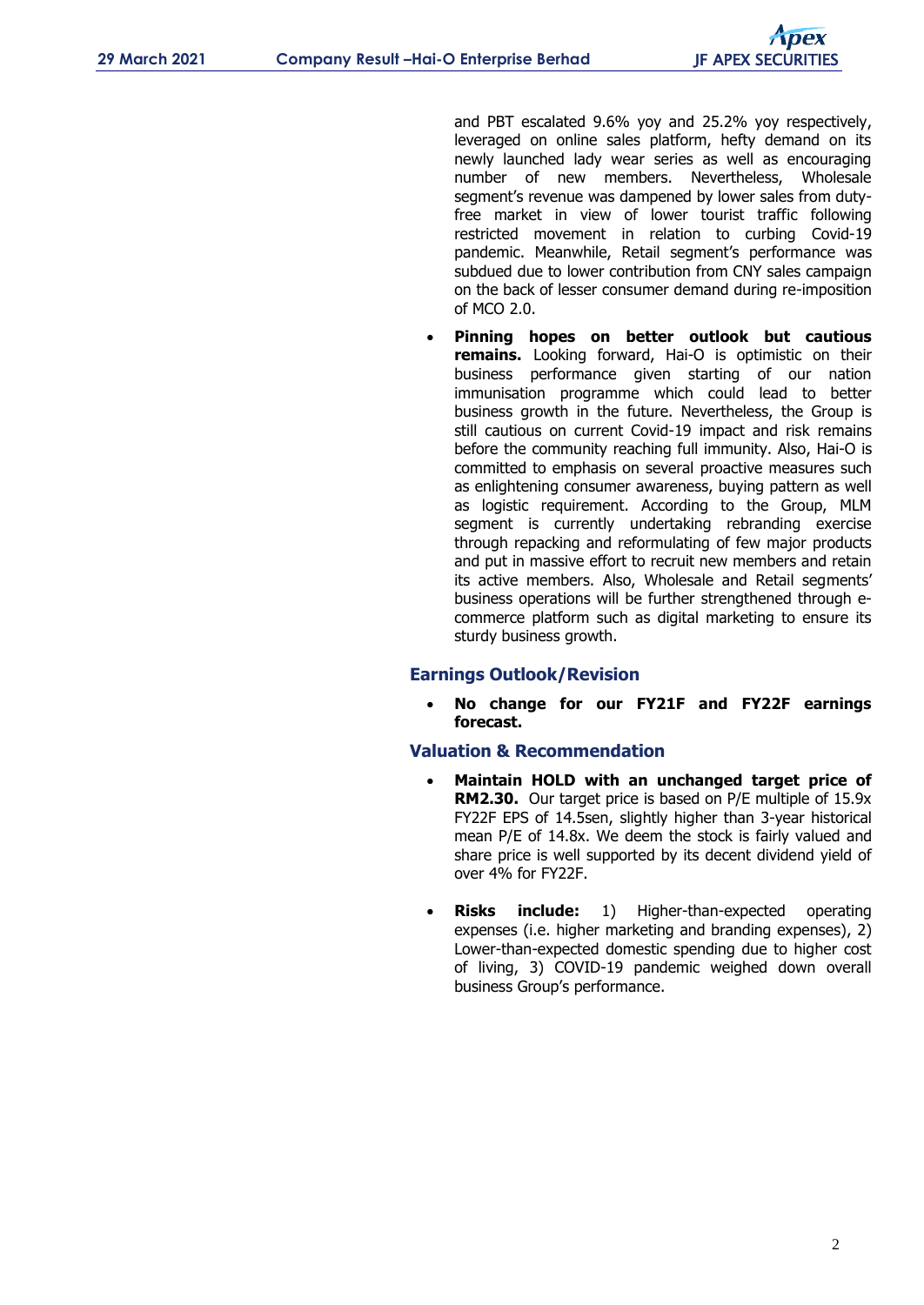and PBT escalated 9.6% yoy and 25.2% yoy respectively, leveraged on online sales platform, hefty demand on its newly launched lady wear series as well as encouraging number of new members. Nevertheless, Wholesale segment's revenue was dampened by lower sales from duty-free market in view of lower tourist traffic following restricted movement in relation to curbing Covid-19 pandemic. Meanwhile, Retail segment's performance was subdued due to lower contribution from CNY sales campaign on the back of lesser consumer demand during re-imposition of MCO 2.0.

- **Pinning hopes on better outlook but cautious remains.** Looking forward, Hai-O is optimistic on their business performance given starting of our nation immunisation programme which could lead to better business growth in the future. Nevertheless, the Group is still cautious on current Covid-19 impact and risk remains before the community reaching full immunity. Also, Hai-O is committed to emphasis on several proactive measures such as enlightening consumer awareness, buying pattern as well as logistic requirement. According to the Group, MLM segment is currently undertaking rebranding exercise through repacking and reformulating of few major products and put in massive effort to recruit new members and retain its active members. Also, Wholesale and Retail segments' business operations will be further strengthened through e-commerce platform such as digital marketing to ensure its sturdy business growth.

## Earnings Outlook/Revision

- **No change for our FY21F and FY22F earnings forecast.**

## Valuation & Recommendation

- **Maintain HOLD with an unchanged target price of RM2.30.** Our target price is based on P/E multiple of 15.9x FY22F EPS of 14.5sen, slightly higher than 3-year historical mean P/E of 14.8x. We deem the stock is fairly valued and share price is well supported by its decent dividend yield of over 4% for FY22F.

- **Risks include:** 1) Higher-than-expected operating expenses (i.e. higher marketing and branding expenses), 2) Lower-than-expected domestic spending due to higher cost of living, 3) COVID-19 pandemic weighed down overall business Group's performance.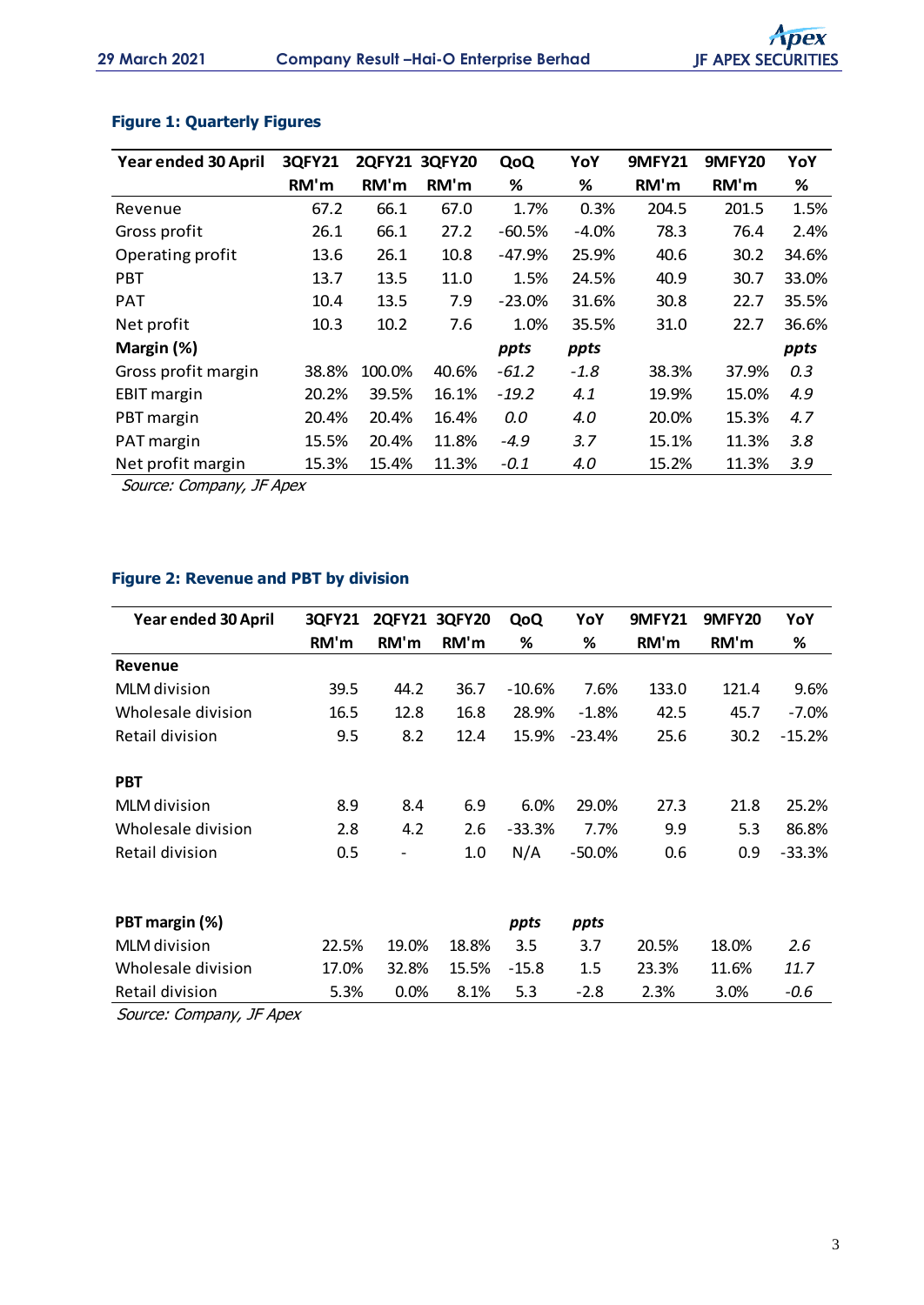**Figure 1: Quarterly Figures**

| Year ended 30 April | 3QFY21 | 2QFY21 | 3QFY20 | QoQ | YoY | 9MFY21 | 9MFY20 | YoY |
|---|---|---|---|---|---|---|---|---|
| | RM'm | RM'm | RM'm | % | % | RM'm | RM'm | % |
| Revenue | 67.2 | 66.1 | 67.0 | 1.7% | 0.3% | 204.5 | 201.5 | 1.5% |
| Gross profit | 26.1 | 66.1 | 27.2 | -60.5% | -4.0% | 78.3 | 76.4 | 2.4% |
| Operating profit | 13.6 | 26.1 | 10.8 | -47.9% | 25.9% | 40.6 | 30.2 | 34.6% |
| PBT | 13.7 | 13.5 | 11.0 | 1.5% | 24.5% | 40.9 | 30.7 | 33.0% |
| PAT | 10.4 | 13.5 | 7.9 | -23.0% | 31.6% | 30.8 | 22.7 | 35.5% |
| Net profit | 10.3 | 10.2 | 7.6 | 1.0% | 35.5% | 31.0 | 22.7 | 36.6% |
| **Margin (%)** | | | | *ppts* | *ppts* | | | *ppts* |
| Gross profit margin | 38.8% | 100.0% | 40.6% | *-61.2* | *-1.8* | 38.3% | 37.9% | *0.3* |
| EBIT margin | 20.2% | 39.5% | 16.1% | *-19.2* | *4.1* | 19.9% | 15.0% | *4.9* |
| PBT margin | 20.4% | 20.4% | 16.4% | *0.0* | *4.0* | 20.0% | 15.3% | *4.7* |
| PAT margin | 15.5% | 20.4% | 11.8% | *-4.9* | *3.7* | 15.1% | 11.3% | *3.8* |
| Net profit margin | 15.3% | 15.4% | 11.3% | *-0.1* | *4.0* | 15.2% | 11.3% | *3.9* |

*Source: Company, JF Apex*

**Figure 2: Revenue and PBT by division**

| Year ended 30 April | 3QFY21 | 2QFY21 | 3QFY20 | QoQ | YoY | 9MFY21 | 9MFY20 | YoY |
|---|---|---|---|---|---|---|---|---|
| | RM'm | RM'm | RM'm | % | % | RM'm | RM'm | % |
| **Revenue** | | | | | | | | |
| MLM division | 39.5 | 44.2 | 36.7 | -10.6% | 7.6% | 133.0 | 121.4 | 9.6% |
| Wholesale division | 16.5 | 12.8 | 16.8 | 28.9% | -1.8% | 42.5 | 45.7 | -7.0% |
| Retail division | 9.5 | 8.2 | 12.4 | 15.9% | -23.4% | 25.6 | 30.2 | -15.2% |
| | | | | | | | | |
| **PBT** | | | | | | | | |
| MLM division | 8.9 | 8.4 | 6.9 | 6.0% | 29.0% | 27.3 | 21.8 | 25.2% |
| Wholesale division | 2.8 | 4.2 | 2.6 | -33.3% | 7.7% | 9.9 | 5.3 | 86.8% |
| Retail division | 0.5 | - | 1.0 | N/A | -50.0% | 0.6 | 0.9 | -33.3% |
| | | | | | | | | |
| **PBT margin (%)** | | | | *ppts* | *ppts* | | | |
| MLM division | 22.5% | 19.0% | 18.8% | 3.5 | 3.7 | 20.5% | 18.0% | *2.6* |
| Wholesale division | 17.0% | 32.8% | 15.5% | -15.8 | 1.5 | 23.3% | 11.6% | *11.7* |
| Retail division | 5.3% | 0.0% | 8.1% | 5.3 | -2.8 | 2.3% | 3.0% | *-0.6* |

*Source: Company, JF Apex*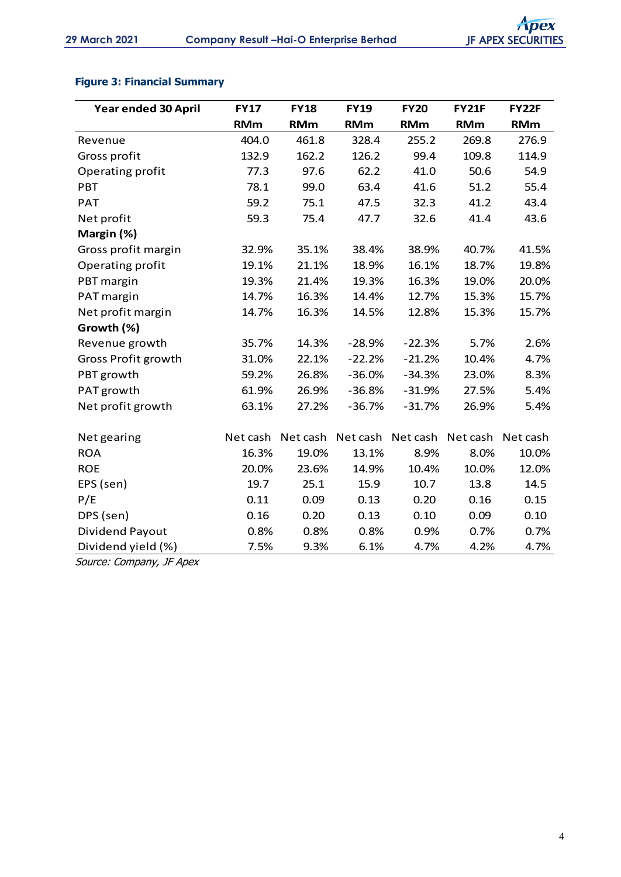**Figure 3: Financial Summary**

| Year ended 30 April | FY17 | FY18 | FY19 | FY20 | FY21F | FY22F |
|---|---|---|---|---|---|---|
| | RMm | RMm | RMm | RMm | RMm | RMm |
| Revenue | 404.0 | 461.8 | 328.4 | 255.2 | 269.8 | 276.9 |
| Gross profit | 132.9 | 162.2 | 126.2 | 99.4 | 109.8 | 114.9 |
| Operating profit | 77.3 | 97.6 | 62.2 | 41.0 | 50.6 | 54.9 |
| PBT | 78.1 | 99.0 | 63.4 | 41.6 | 51.2 | 55.4 |
| PAT | 59.2 | 75.1 | 47.5 | 32.3 | 41.2 | 43.4 |
| Net profit | 59.3 | 75.4 | 47.7 | 32.6 | 41.4 | 43.6 |
| **Margin (%)** | | | | | | |
| Gross profit margin | 32.9% | 35.1% | 38.4% | 38.9% | 40.7% | 41.5% |
| Operating profit | 19.1% | 21.1% | 18.9% | 16.1% | 18.7% | 19.8% |
| PBT margin | 19.3% | 21.4% | 19.3% | 16.3% | 19.0% | 20.0% |
| PAT margin | 14.7% | 16.3% | 14.4% | 12.7% | 15.3% | 15.7% |
| Net profit margin | 14.7% | 16.3% | 14.5% | 12.8% | 15.3% | 15.7% |
| **Growth (%)** | | | | | | |
| Revenue growth | 35.7% | 14.3% | -28.9% | -22.3% | 5.7% | 2.6% |
| Gross Profit growth | 31.0% | 22.1% | -22.2% | -21.2% | 10.4% | 4.7% |
| PBT growth | 59.2% | 26.8% | -36.0% | -34.3% | 23.0% | 8.3% |
| PAT growth | 61.9% | 26.9% | -36.8% | -31.9% | 27.5% | 5.4% |
| Net profit growth | 63.1% | 27.2% | -36.7% | -31.7% | 26.9% | 5.4% |
| | | | | | | |
| Net gearing | Net cash | Net cash | Net cash | Net cash | Net cash | Net cash |
| ROA | 16.3% | 19.0% | 13.1% | 8.9% | 8.0% | 10.0% |
| ROE | 20.0% | 23.6% | 14.9% | 10.4% | 10.0% | 12.0% |
| EPS (sen) | 19.7 | 25.1 | 15.9 | 10.7 | 13.8 | 14.5 |
| P/E | 0.11 | 0.09 | 0.13 | 0.20 | 0.16 | 0.15 |
| DPS (sen) | 0.16 | 0.20 | 0.13 | 0.10 | 0.09 | 0.10 |
| Dividend Payout | 0.8% | 0.8% | 0.8% | 0.9% | 0.7% | 0.7% |
| Dividend yield (%) | 7.5% | 9.3% | 6.1% | 4.7% | 4.2% | 4.7% |

*Source: Company, JF Apex*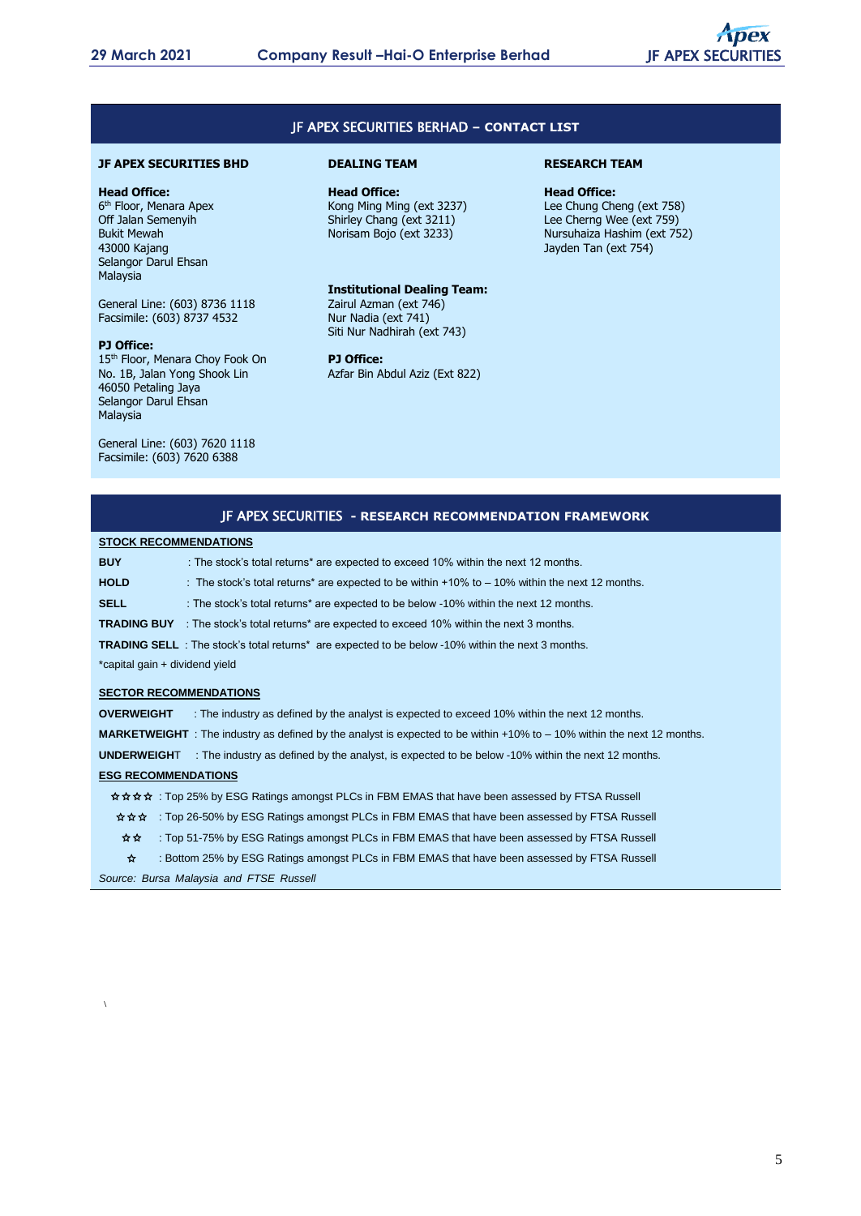## JF APEX SECURITIES BERHAD – CONTACT LIST

**JF APEX SECURITIES BHD**

**Head Office:**
6th Floor, Menara Apex
Off Jalan Semenyih
Bukit Mewah
43000 Kajang
Selangor Darul Ehsan
Malaysia

General Line: (603) 8736 1118
Facsimile: (603) 8737 4532

**PJ Office:**
15th Floor, Menara Choy Fook On
No. 1B, Jalan Yong Shook Lin
46050 Petaling Jaya
Selangor Darul Ehsan
Malaysia

General Line: (603) 7620 1118
Facsimile: (603) 7620 6388

**DEALING TEAM**

**Head Office:**
Kong Ming Ming (ext 3237)
Shirley Chang (ext 3211)
Norisam Bojo (ext 3233)

**Institutional Dealing Team:**
Zairul Azman (ext 746)
Nur Nadia (ext 741)
Siti Nur Nadhirah (ext 743)

**PJ Office:**
Azfar Bin Abdul Aziz (Ext 822)

**RESEARCH TEAM**

**Head Office:**
Lee Chung Cheng (ext 758)
Lee Cherng Wee (ext 759)
Nursuhaiza Hashim (ext 752)
Jayden Tan (ext 754)

## JF APEX SECURITIES - RESEARCH RECOMMENDATION FRAMEWORK

**STOCK RECOMMENDATIONS**

**BUY** : The stock's total returns* are expected to exceed 10% within the next 12 months.

**HOLD** : The stock's total returns* are expected to be within +10% to – 10% within the next 12 months.

**SELL** : The stock's total returns* are expected to be below -10% within the next 12 months.

**TRADING BUY** : The stock's total returns* are expected to exceed 10% within the next 3 months.

**TRADING SELL** : The stock's total returns* are expected to be below -10% within the next 3 months.

*capital gain + dividend yield

**SECTOR RECOMMENDATIONS**

**OVERWEIGHT** : The industry as defined by the analyst is expected to exceed 10% within the next 12 months.

**MARKETWEIGHT** : The industry as defined by the analyst is expected to be within +10% to – 10% within the next 12 months.

**UNDERWEIGHT** : The industry as defined by the analyst, is expected to be below -10% within the next 12 months.

**ESG RECOMMENDATIONS**

☆☆☆☆ : Top 25% by ESG Ratings amongst PLCs in FBM EMAS that have been assessed by FTSA Russell

☆☆☆ : Top 26-50% by ESG Ratings amongst PLCs in FBM EMAS that have been assessed by FTSA Russell

☆☆ : Top 51-75% by ESG Ratings amongst PLCs in FBM EMAS that have been assessed by FTSA Russell

☆ : Bottom 25% by ESG Ratings amongst PLCs in FBM EMAS that have been assessed by FTSA Russell

*Source: Bursa Malaysia and FTSE Russell*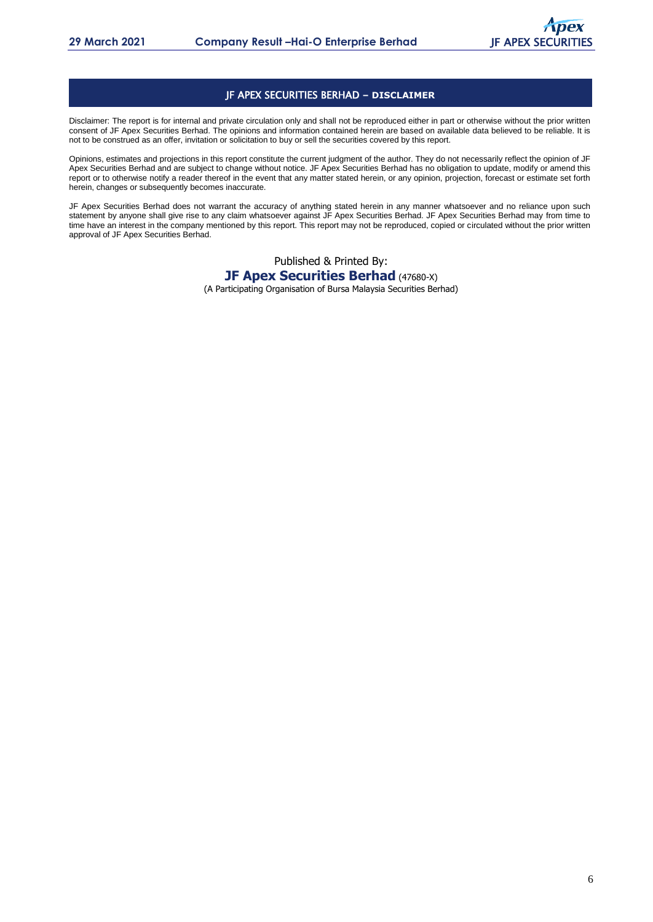## JF APEX SECURITIES BERHAD – DISCLAIMER

Disclaimer: The report is for internal and private circulation only and shall not be reproduced either in part or otherwise without the prior written consent of JF Apex Securities Berhad. The opinions and information contained herein are based on available data believed to be reliable. It is not to be construed as an offer, invitation or solicitation to buy or sell the securities covered by this report.

Opinions, estimates and projections in this report constitute the current judgment of the author. They do not necessarily reflect the opinion of JF Apex Securities Berhad and are subject to change without notice. JF Apex Securities Berhad has no obligation to update, modify or amend this report or to otherwise notify a reader thereof in the event that any matter stated herein, or any opinion, projection, forecast or estimate set forth herein, changes or subsequently becomes inaccurate.

JF Apex Securities Berhad does not warrant the accuracy of anything stated herein in any manner whatsoever and no reliance upon such statement by anyone shall give rise to any claim whatsoever against JF Apex Securities Berhad. JF Apex Securities Berhad may from time to time have an interest in the company mentioned by this report. This report may not be reproduced, copied or circulated without the prior written approval of JF Apex Securities Berhad.

Published & Printed By:

**JF Apex Securities Berhad** (47680-X)

(A Participating Organisation of Bursa Malaysia Securities Berhad)